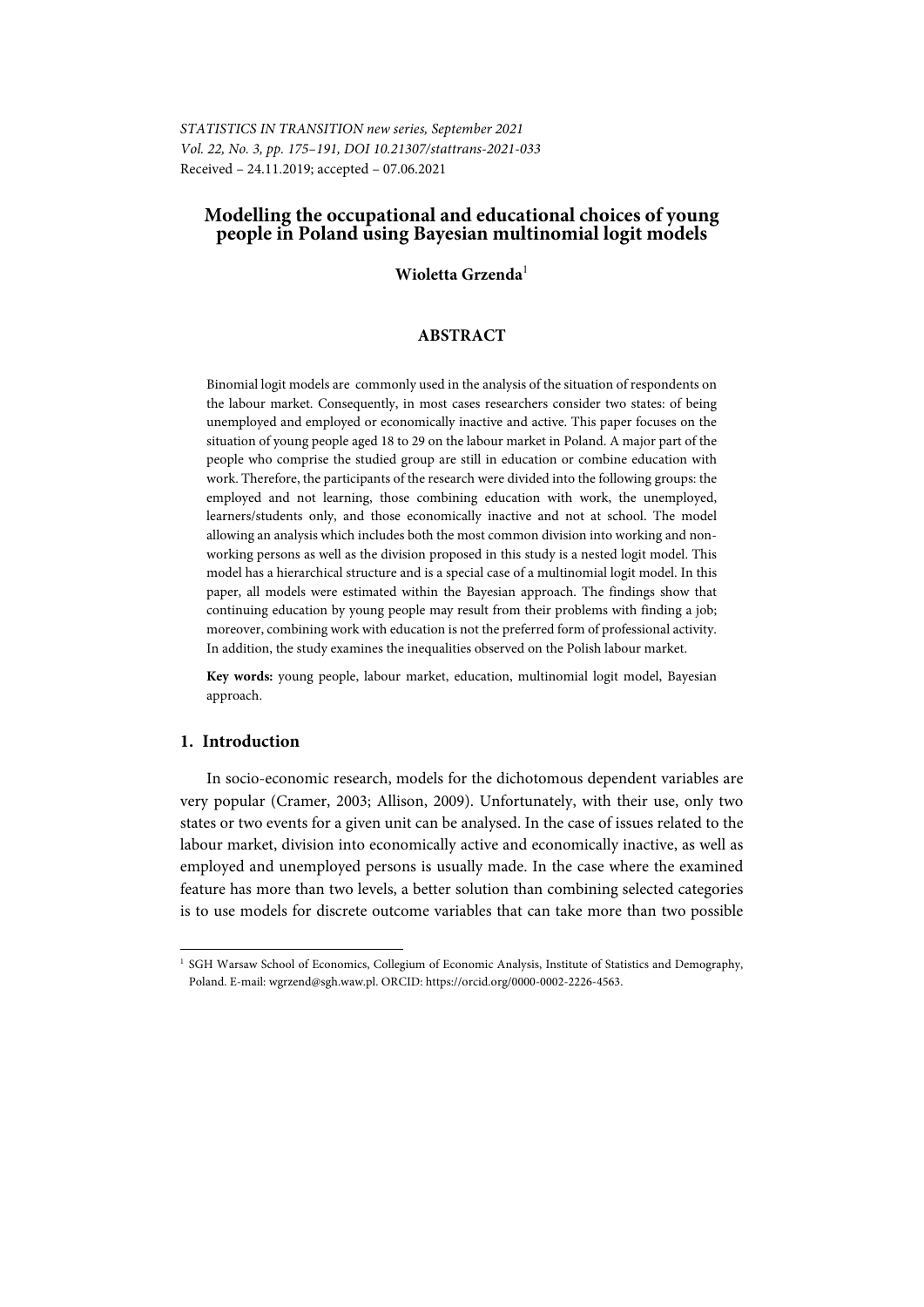*STATISTICS IN TRANSITION new series, September 2021*
*Vol. 22, No. 3, pp. 175–191, DOI 10.21307/stattrans-2021-033*
Received – 24.11.2019; accepted – 07.06.2021

# Modelling the occupational and educational choices of young people in Poland using Bayesian multinomial logit models

**Wioletta Grzenda**[1]

## ABSTRACT

Binomial logit models are commonly used in the analysis of the situation of respondents on the labour market. Consequently, in most cases researchers consider two states: of being unemployed and employed or economically inactive and active. This paper focuses on the situation of young people aged 18 to 29 on the labour market in Poland. A major part of the people who comprise the studied group are still in education or combine education with work. Therefore, the participants of the research were divided into the following groups: the employed and not learning, those combining education with work, the unemployed, learners/students only, and those economically inactive and not at school. The model allowing an analysis which includes both the most common division into working and non-working persons as well as the division proposed in this study is a nested logit model. This model has a hierarchical structure and is a special case of a multinomial logit model. In this paper, all models were estimated within the Bayesian approach. The findings show that continuing education by young people may result from their problems with finding a job; moreover, combining work with education is not the preferred form of professional activity. In addition, the study examines the inequalities observed on the Polish labour market.

**Key words:** young people, labour market, education, multinomial logit model, Bayesian approach.

## 1. Introduction

In socio-economic research, models for the dichotomous dependent variables are very popular (Cramer, 2003; Allison, 2009). Unfortunately, with their use, only two states or two events for a given unit can be analysed. In the case of issues related to the labour market, division into economically active and economically inactive, as well as employed and unemployed persons is usually made. In the case where the examined feature has more than two levels, a better solution than combining selected categories is to use models for discrete outcome variables that can take more than two possible

[1] SGH Warsaw School of Economics, Collegium of Economic Analysis, Institute of Statistics and Demography, Poland. E-mail: wgrzend@sgh.waw.pl. ORCID: https://orcid.org/0000-0002-2226-4563.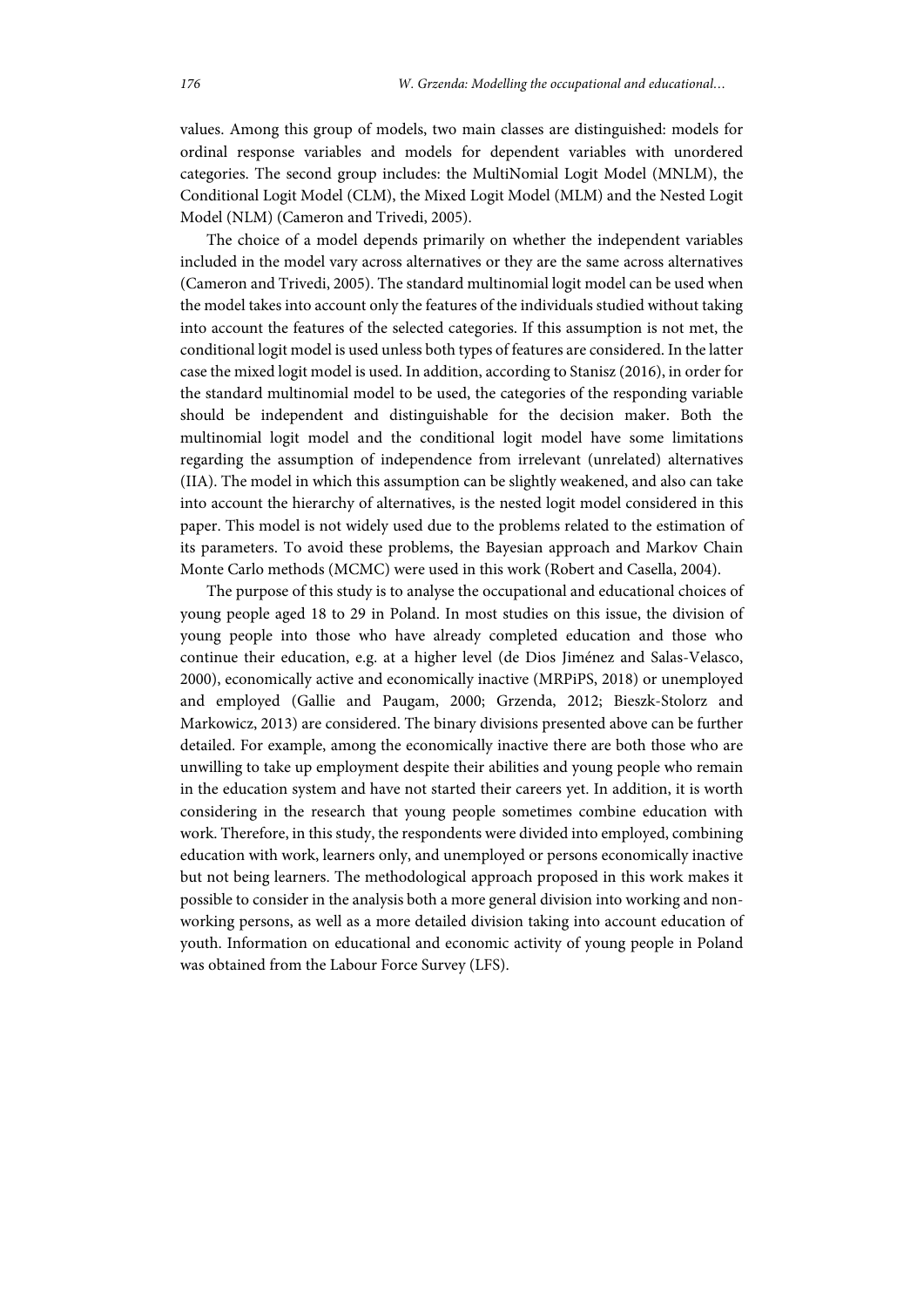values. Among this group of models, two main classes are distinguished: models for ordinal response variables and models for dependent variables with unordered categories. The second group includes: the MultiNomial Logit Model (MNLM), the Conditional Logit Model (CLM), the Mixed Logit Model (MLM) and the Nested Logit Model (NLM) (Cameron and Trivedi, 2005).

The choice of a model depends primarily on whether the independent variables included in the model vary across alternatives or they are the same across alternatives (Cameron and Trivedi, 2005). The standard multinomial logit model can be used when the model takes into account only the features of the individuals studied without taking into account the features of the selected categories. If this assumption is not met, the conditional logit model is used unless both types of features are considered. In the latter case the mixed logit model is used. In addition, according to Stanisz (2016), in order for the standard multinomial model to be used, the categories of the responding variable should be independent and distinguishable for the decision maker. Both the multinomial logit model and the conditional logit model have some limitations regarding the assumption of independence from irrelevant (unrelated) alternatives (IIA). The model in which this assumption can be slightly weakened, and also can take into account the hierarchy of alternatives, is the nested logit model considered in this paper. This model is not widely used due to the problems related to the estimation of its parameters. To avoid these problems, the Bayesian approach and Markov Chain Monte Carlo methods (MCMC) were used in this work (Robert and Casella, 2004).

The purpose of this study is to analyse the occupational and educational choices of young people aged 18 to 29 in Poland. In most studies on this issue, the division of young people into those who have already completed education and those who continue their education, e.g. at a higher level (de Dios Jiménez and Salas-Velasco, 2000), economically active and economically inactive (MRPiPS, 2018) or unemployed and employed (Gallie and Paugam, 2000; Grzenda, 2012; Bieszk-Stolorz and Markowicz, 2013) are considered. The binary divisions presented above can be further detailed. For example, among the economically inactive there are both those who are unwilling to take up employment despite their abilities and young people who remain in the education system and have not started their careers yet. In addition, it is worth considering in the research that young people sometimes combine education with work. Therefore, in this study, the respondents were divided into employed, combining education with work, learners only, and unemployed or persons economically inactive but not being learners. The methodological approach proposed in this work makes it possible to consider in the analysis both a more general division into working and non-working persons, as well as a more detailed division taking into account education of youth. Information on educational and economic activity of young people in Poland was obtained from the Labour Force Survey (LFS).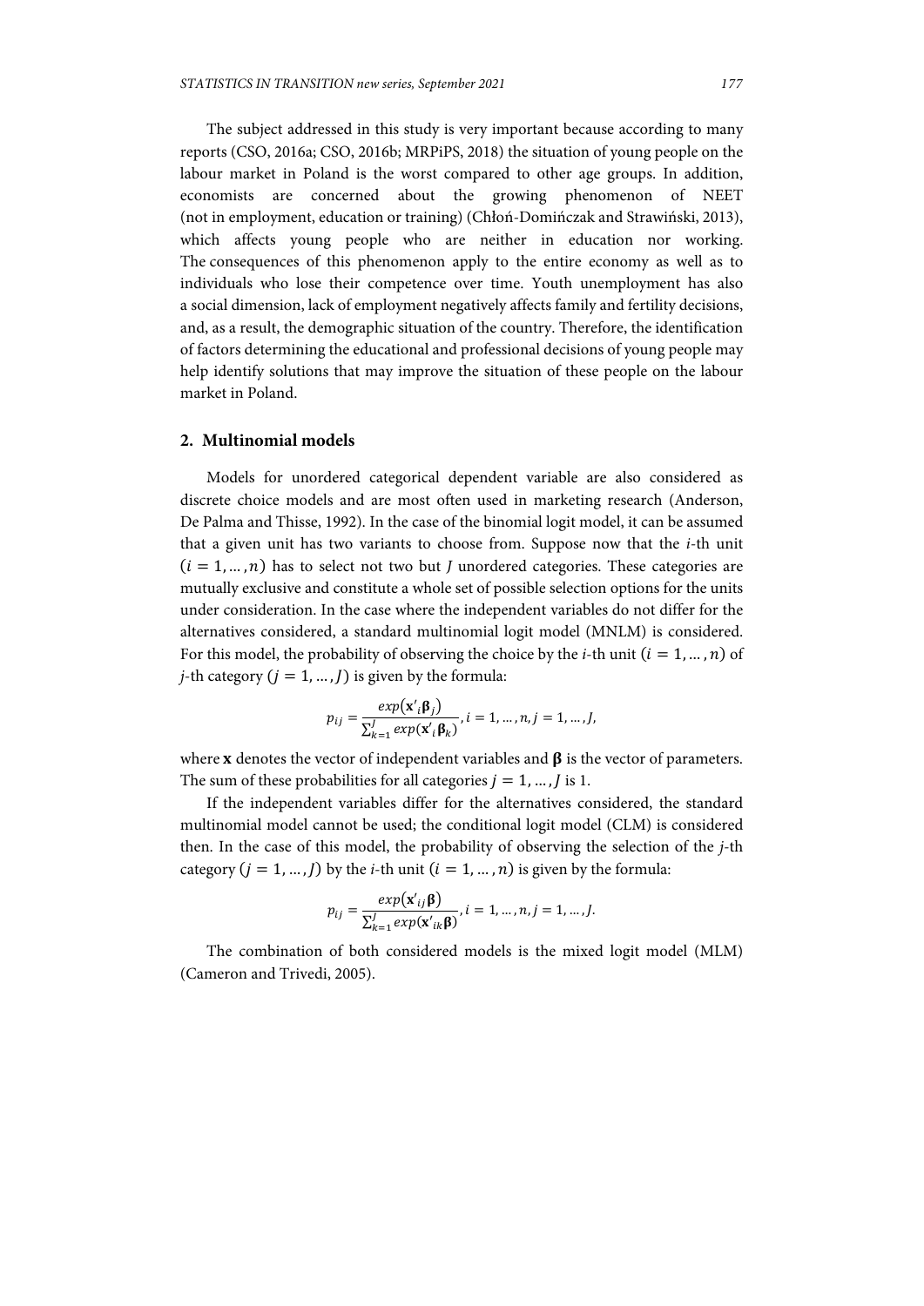The subject addressed in this study is very important because according to many reports (CSO, 2016a; CSO, 2016b; MRPiPS, 2018) the situation of young people on the labour market in Poland is the worst compared to other age groups. In addition, economists are concerned about the growing phenomenon of NEET (not in employment, education or training) (Chłoń-Domińczak and Strawiński, 2013), which affects young people who are neither in education nor working. The consequences of this phenomenon apply to the entire economy as well as to individuals who lose their competence over time. Youth unemployment has also a social dimension, lack of employment negatively affects family and fertility decisions, and, as a result, the demographic situation of the country. Therefore, the identification of factors determining the educational and professional decisions of young people may help identify solutions that may improve the situation of these people on the labour market in Poland.

## 2. Multinomial models

Models for unordered categorical dependent variable are also considered as discrete choice models and are most often used in marketing research (Anderson, De Palma and Thisse, 1992). In the case of the binomial logit model, it can be assumed that a given unit has two variants to choose from. Suppose now that the *i*-th unit $(i = 1, \ldots, n)$ has to select not two but $J$ unordered categories. These categories are mutually exclusive and constitute a whole set of possible selection options for the units under consideration. In the case where the independent variables do not differ for the alternatives considered, a standard multinomial logit model (MNLM) is considered. For this model, the probability of observing the choice by the *i*-th unit $(i = 1, \ldots, n)$ of *j*-th category $(j = 1, \ldots, J)$ is given by the formula:

$$p_{ij} = \frac{exp(\mathbf{x}'_i \boldsymbol{\beta}_j)}{\sum_{k=1}^{J} exp(\mathbf{x}'_i \boldsymbol{\beta}_k)}, i = 1, \ldots, n, j = 1, \ldots, J,$$

where $\mathbf{x}$ denotes the vector of independent variables and $\boldsymbol{\beta}$ is the vector of parameters. The sum of these probabilities for all categories $j = 1, \ldots, J$ is 1.

If the independent variables differ for the alternatives considered, the standard multinomial model cannot be used; the conditional logit model (CLM) is considered then. In the case of this model, the probability of observing the selection of the *j*-th category $(j = 1, \ldots, J)$ by the *i*-th unit $(i = 1, \ldots, n)$ is given by the formula:

$$p_{ij} = \frac{exp(\mathbf{x}'_{ij} \boldsymbol{\beta})}{\sum_{k=1}^{J} exp(\mathbf{x}'_{ik} \boldsymbol{\beta})}, i = 1, \ldots, n, j = 1, \ldots, J.$$

The combination of both considered models is the mixed logit model (MLM) (Cameron and Trivedi, 2005).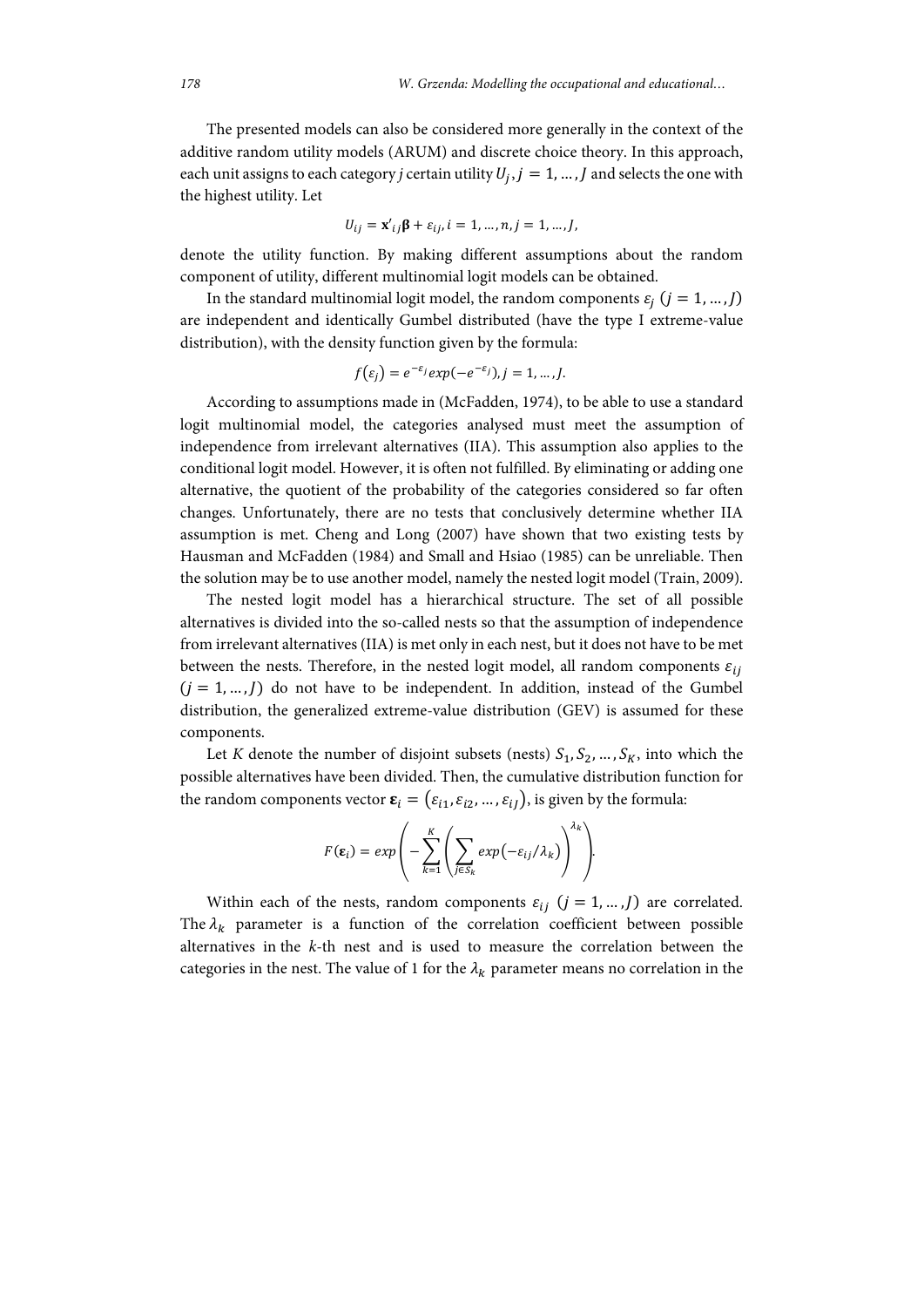The presented models can also be considered more generally in the context of the additive random utility models (ARUM) and discrete choice theory. In this approach, each unit assigns to each category *j* certain utility $U_j, j = 1, \dots, J$ and selects the one with the highest utility. Let

$$U_{ij} = \mathbf{x'}_{ij}\boldsymbol{\beta} + \varepsilon_{ij}, i = 1, \dots, n, j = 1, \dots, J,$$

denote the utility function. By making different assumptions about the random component of utility, different multinomial logit models can be obtained.

In the standard multinomial logit model, the random components $\varepsilon_j$ $(j = 1, \dots, J)$ are independent and identically Gumbel distributed (have the type I extreme-value distribution), with the density function given by the formula:

$$f(\varepsilon_j) = e^{-\varepsilon_j} exp(-e^{-\varepsilon_j}), j = 1, \dots, J.$$

According to assumptions made in (McFadden, 1974), to be able to use a standard logit multinomial model, the categories analysed must meet the assumption of independence from irrelevant alternatives (IIA). This assumption also applies to the conditional logit model. However, it is often not fulfilled. By eliminating or adding one alternative, the quotient of the probability of the categories considered so far often changes. Unfortunately, there are no tests that conclusively determine whether IIA assumption is met. Cheng and Long (2007) have shown that two existing tests by Hausman and McFadden (1984) and Small and Hsiao (1985) can be unreliable. Then the solution may be to use another model, namely the nested logit model (Train, 2009).

The nested logit model has a hierarchical structure. The set of all possible alternatives is divided into the so-called nests so that the assumption of independence from irrelevant alternatives (IIA) is met only in each nest, but it does not have to be met between the nests. Therefore, in the nested logit model, all random components $\varepsilon_{ij}$ $(j = 1, \dots, J)$ do not have to be independent. In addition, instead of the Gumbel distribution, the generalized extreme-value distribution (GEV) is assumed for these components.

Let *K* denote the number of disjoint subsets (nests) $S_1, S_2, \dots, S_K$, into which the possible alternatives have been divided. Then, the cumulative distribution function for the random components vector $\boldsymbol{\varepsilon}_i = (\varepsilon_{i1}, \varepsilon_{i2}, \dots, \varepsilon_{iJ})$, is given by the formula:

$$F(\boldsymbol{\varepsilon}_i) = exp\left(-\sum_{k=1}^{K}\left(\sum_{j \in S_k} exp\left(-\varepsilon_{ij}/\lambda_k\right)\right)^{\lambda_k}\right).$$

Within each of the nests, random components $\varepsilon_{ij}$ $(j = 1, \dots, J)$ are correlated. The $\lambda_k$ parameter is a function of the correlation coefficient between possible alternatives in the *k*-th nest and is used to measure the correlation between the categories in the nest. The value of 1 for the $\lambda_k$ parameter means no correlation in the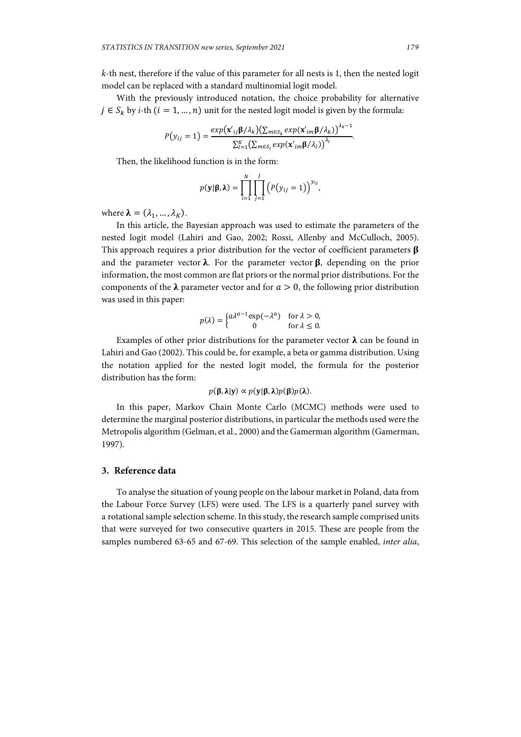$k$-th nest, therefore if the value of this parameter for all nests is 1, then the nested logit model can be replaced with a standard multinomial logit model.

With the previously introduced notation, the choice probability for alternative $j \in S_k$ by $i$-th ($i = 1, \dots, n$) unit for the nested logit model is given by the formula:

$$P(y_{ij} = 1) = \frac{exp(\mathbf{x'}_{ij}\boldsymbol{\beta}/\lambda_k)\left(\sum_{m \in S_k} exp(\mathbf{x'}_{im}\boldsymbol{\beta}/\lambda_k)\right)^{\lambda_k - 1}}{\sum_{l=1}^{K}\left(\sum_{m \in S_l} exp(\mathbf{x'}_{im}\boldsymbol{\beta}/\lambda_l)\right)^{\lambda_l}}.$$

Then, the likelihood function is in the form:

$$p(\mathbf{y}|\boldsymbol{\beta}, \boldsymbol{\lambda}) = \prod_{i=1}^{N}\prod_{j=1}^{J}\left(P(y_{ij} = 1)\right)^{y_{ij}},$$

where $\boldsymbol{\lambda} = (\lambda_1, \dots, \lambda_K)$.

In this article, the Bayesian approach was used to estimate the parameters of the nested logit model (Lahiri and Gao, 2002; Rossi, Allenby and McCulloch, 2005). This approach requires a prior distribution for the vector of coefficient parameters $\boldsymbol{\beta}$ and the parameter vector $\boldsymbol{\lambda}$. For the parameter vector $\boldsymbol{\beta}$, depending on the prior information, the most common are flat priors or the normal prior distributions. For the components of the $\boldsymbol{\lambda}$ parameter vector and for $a > 0$, the following prior distribution was used in this paper:

$$p(\lambda) = \begin{cases} a\lambda^{a-1}\exp(-\lambda^a) & \text{for } \lambda > 0, \\ 0 & \text{for } \lambda \leq 0. \end{cases}$$

Examples of other prior distributions for the parameter vector $\boldsymbol{\lambda}$ can be found in Lahiri and Gao (2002). This could be, for example, a beta or gamma distribution. Using the notation applied for the nested logit model, the formula for the posterior distribution has the form:

$$p(\boldsymbol{\beta}, \boldsymbol{\lambda}|\mathbf{y}) \propto p(\mathbf{y}|\boldsymbol{\beta}, \boldsymbol{\lambda})p(\boldsymbol{\beta})p(\boldsymbol{\lambda}).$$

In this paper, Markov Chain Monte Carlo (MCMC) methods were used to determine the marginal posterior distributions, in particular the methods used were the Metropolis algorithm (Gelman, et al., 2000) and the Gamerman algorithm (Gamerman, 1997).

## 3. Reference data

To analyse the situation of young people on the labour market in Poland, data from the Labour Force Survey (LFS) were used. The LFS is a quarterly panel survey with a rotational sample selection scheme. In this study, the research sample comprised units that were surveyed for two consecutive quarters in 2015. These are people from the samples numbered 63-65 and 67-69. This selection of the sample enabled, *inter alia*,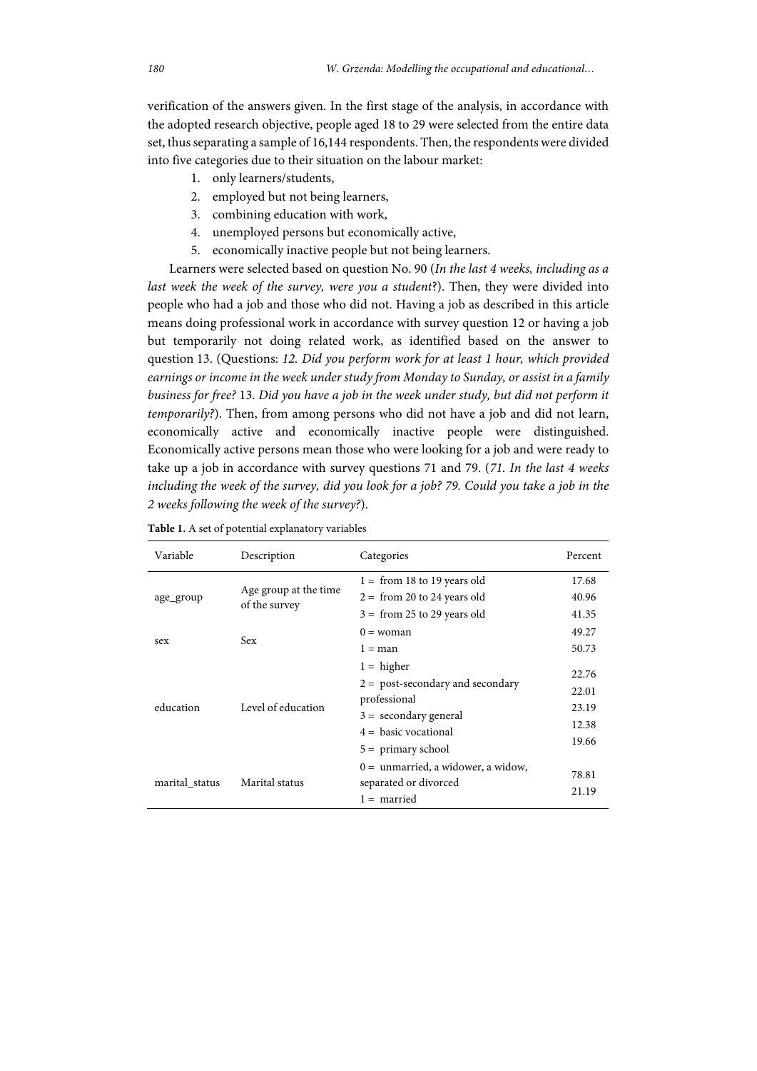verification of the answers given. In the first stage of the analysis, in accordance with the adopted research objective, people aged 18 to 29 were selected from the entire data set, thus separating a sample of 16,144 respondents. Then, the respondents were divided into five categories due to their situation on the labour market:

1. only learners/students,
2. employed but not being learners,
3. combining education with work,
4. unemployed persons but economically active,
5. economically inactive people but not being learners.

Learners were selected based on question No. 90 (*In the last 4 weeks, including as a last week the week of the survey, were you a student*?). Then, they were divided into people who had a job and those who did not. Having a job as described in this article means doing professional work in accordance with survey question 12 or having a job but temporarily not doing related work, as identified based on the answer to question 13. (Questions: *12. Did you perform work for at least 1 hour, which provided earnings or income in the week under study from Monday to Sunday, or assist in a family business for free?* 13. *Did you have a job in the week under study, but did not perform it temporarily?*). Then, from among persons who did not have a job and did not learn, economically active and economically inactive people were distinguished. Economically active persons mean those who were looking for a job and were ready to take up a job in accordance with survey questions 71 and 79. (*71. In the last 4 weeks including the week of the survey, did you look for a job? 79. Could you take a job in the 2 weeks following the week of the survey?*).

**Table 1.** A set of potential explanatory variables

| Variable | Description | Categories | Percent |
|---|---|---|---|
| age_group | Age group at the time of the survey | 1 = from 18 to 19 years old | 17.68 |
| | | 2 = from 20 to 24 years old | 40.96 |
| | | 3 = from 25 to 29 years old | 41.35 |
| sex | Sex | 0 = woman | 49.27 |
| | | 1 = man | 50.73 |
| education | Level of education | 1 = higher | 22.76 |
| | | 2 = post-secondary and secondary professional | 22.01 |
| | | 3 = secondary general | 23.19 |
| | | 4 = basic vocational | 12.38 |
| | | 5 = primary school | 19.66 |
| marital_status | Marital status | 0 = unmarried, a widower, a widow, separated or divorced | 78.81 |
| | | 1 = married | 21.19 |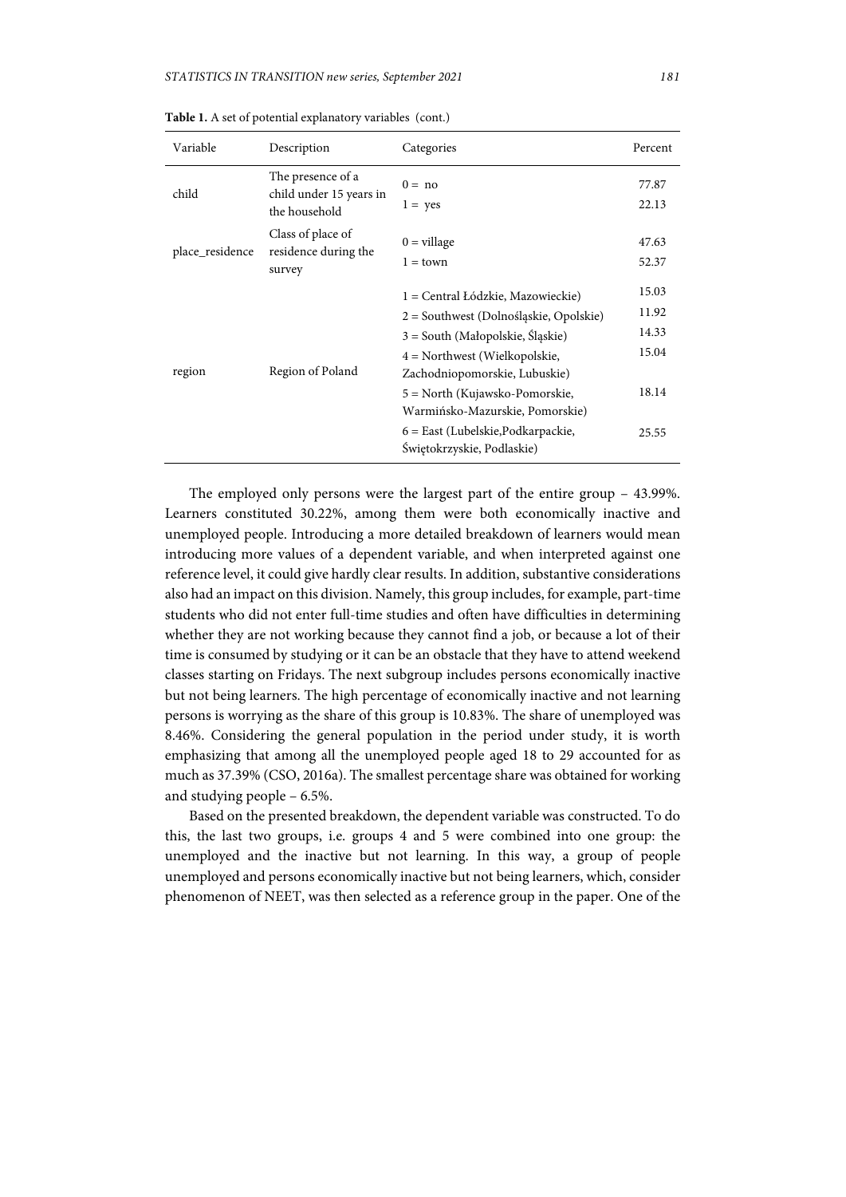**Table 1.** A set of potential explanatory variables (cont.)

| Variable | Description | Categories | Percent |
|---|---|---|---|
| child | The presence of a child under 15 years in the household | 0 = no | 77.87 |
| | | 1 = yes | 22.13 |
| place_residence | Class of place of residence during the survey | 0 = village | 47.63 |
| | | 1 = town | 52.37 |
| region | Region of Poland | 1 = Central Łódzkie, Mazowieckie) | 15.03 |
| | | 2 = Southwest (Dolnośląskie, Opolskie) | 11.92 |
| | | 3 = South (Małopolskie, Śląskie) | 14.33 |
| | | 4 = Northwest (Wielkopolskie, Zachodniopomorskie, Lubuskie) | 15.04 |
| | | 5 = North (Kujawsko-Pomorskie, Warmińsko-Mazurskie, Pomorskie) | 18.14 |
| | | 6 = East (Lubelskie,Podkarpackie, Świętokrzyskie, Podlaskie) | 25.55 |

The employed only persons were the largest part of the entire group – 43.99%. Learners constituted 30.22%, among them were both economically inactive and unemployed people. Introducing a more detailed breakdown of learners would mean introducing more values of a dependent variable, and when interpreted against one reference level, it could give hardly clear results. In addition, substantive considerations also had an impact on this division. Namely, this group includes, for example, part-time students who did not enter full-time studies and often have difficulties in determining whether they are not working because they cannot find a job, or because a lot of their time is consumed by studying or it can be an obstacle that they have to attend weekend classes starting on Fridays. The next subgroup includes persons economically inactive but not being learners. The high percentage of economically inactive and not learning persons is worrying as the share of this group is 10.83%. The share of unemployed was 8.46%. Considering the general population in the period under study, it is worth emphasizing that among all the unemployed people aged 18 to 29 accounted for as much as 37.39% (CSO, 2016a). The smallest percentage share was obtained for working and studying people – 6.5%.

Based on the presented breakdown, the dependent variable was constructed. To do this, the last two groups, i.e. groups 4 and 5 were combined into one group: the unemployed and the inactive but not learning. In this way, a group of people unemployed and persons economically inactive but not being learners, which, consider phenomenon of NEET, was then selected as a reference group in the paper. One of the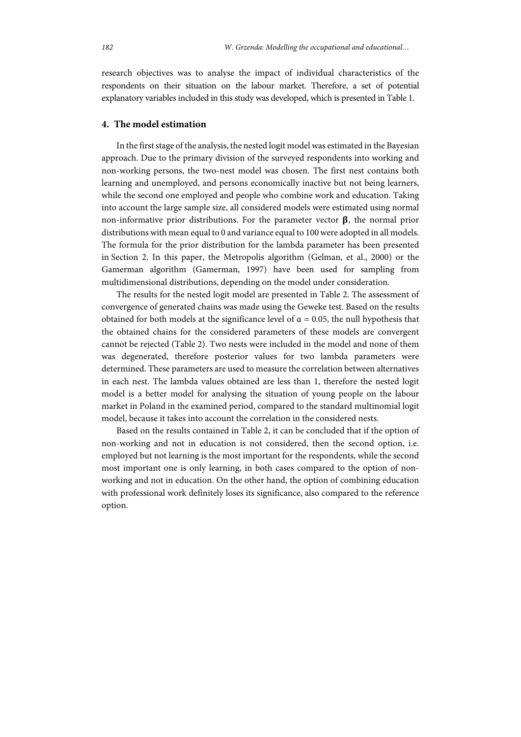research objectives was to analyse the impact of individual characteristics of the respondents on their situation on the labour market. Therefore, a set of potential explanatory variables included in this study was developed, which is presented in Table 1.

## 4. The model estimation

In the first stage of the analysis, the nested logit model was estimated in the Bayesian approach. Due to the primary division of the surveyed respondents into working and non-working persons, the two-nest model was chosen. The first nest contains both learning and unemployed, and persons economically inactive but not being learners, while the second one employed and people who combine work and education. Taking into account the large sample size, all considered models were estimated using normal non-informative prior distributions. For the parameter vector $\boldsymbol{\beta}$, the normal prior distributions with mean equal to 0 and variance equal to 100 were adopted in all models. The formula for the prior distribution for the lambda parameter has been presented in Section 2. In this paper, the Metropolis algorithm (Gelman, et al., 2000) or the Gamerman algorithm (Gamerman, 1997) have been used for sampling from multidimensional distributions, depending on the model under consideration.

The results for the nested logit model are presented in Table 2. The assessment of convergence of generated chains was made using the Geweke test. Based on the results obtained for both models at the significance level of $\alpha = 0.05$, the null hypothesis that the obtained chains for the considered parameters of these models are convergent cannot be rejected (Table 2). Two nests were included in the model and none of them was degenerated, therefore posterior values for two lambda parameters were determined. These parameters are used to measure the correlation between alternatives in each nest. The lambda values obtained are less than 1, therefore the nested logit model is a better model for analysing the situation of young people on the labour market in Poland in the examined period, compared to the standard multinomial logit model, because it takes into account the correlation in the considered nests.

Based on the results contained in Table 2, it can be concluded that if the option of non-working and not in education is not considered, then the second option, i.e. employed but not learning is the most important for the respondents, while the second most important one is only learning, in both cases compared to the option of non-working and not in education. On the other hand, the option of combining education with professional work definitely loses its significance, also compared to the reference option.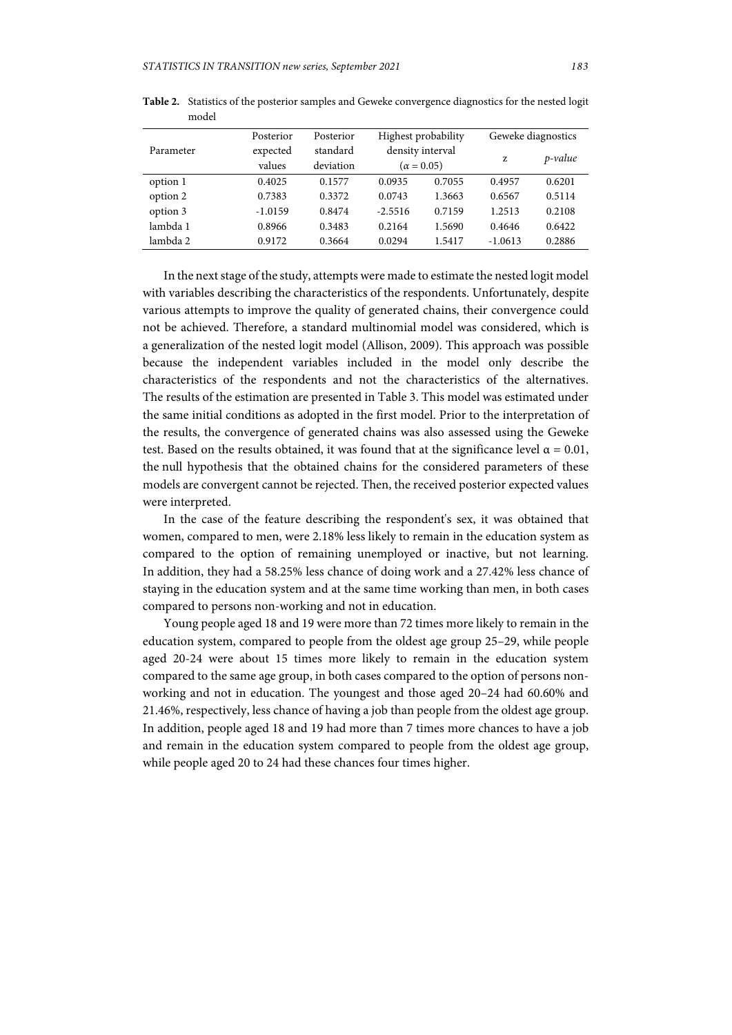**Table 2.** Statistics of the posterior samples and Geweke convergence diagnostics for the nested logit model

| Parameter | Posterior expected values | Posterior standard deviation | Highest probability density interval ($\alpha = 0.05$) | | Geweke diagnostics | |
|---|---|---|---|---|---|---|
| | | | | | z | *p-value* |
| option 1 | 0.4025 | 0.1577 | 0.0935 | 0.7055 | 0.4957 | 0.6201 |
| option 2 | 0.7383 | 0.3372 | 0.0743 | 1.3663 | 0.6567 | 0.5114 |
| option 3 | -1.0159 | 0.8474 | -2.5516 | 0.7159 | 1.2513 | 0.2108 |
| lambda 1 | 0.8966 | 0.3483 | 0.2164 | 1.5690 | 0.4646 | 0.6422 |
| lambda 2 | 0.9172 | 0.3664 | 0.0294 | 1.5417 | -1.0613 | 0.2886 |

In the next stage of the study, attempts were made to estimate the nested logit model with variables describing the characteristics of the respondents. Unfortunately, despite various attempts to improve the quality of generated chains, their convergence could not be achieved. Therefore, a standard multinomial model was considered, which is a generalization of the nested logit model (Allison, 2009). This approach was possible because the independent variables included in the model only describe the characteristics of the respondents and not the characteristics of the alternatives. The results of the estimation are presented in Table 3. This model was estimated under the same initial conditions as adopted in the first model. Prior to the interpretation of the results, the convergence of generated chains was also assessed using the Geweke test. Based on the results obtained, it was found that at the significance level $\alpha = 0.01$, the null hypothesis that the obtained chains for the considered parameters of these models are convergent cannot be rejected. Then, the received posterior expected values were interpreted.

In the case of the feature describing the respondent's sex, it was obtained that women, compared to men, were 2.18% less likely to remain in the education system as compared to the option of remaining unemployed or inactive, but not learning. In addition, they had a 58.25% less chance of doing work and a 27.42% less chance of staying in the education system and at the same time working than men, in both cases compared to persons non-working and not in education.

Young people aged 18 and 19 were more than 72 times more likely to remain in the education system, compared to people from the oldest age group 25–29, while people aged 20-24 were about 15 times more likely to remain in the education system compared to the same age group, in both cases compared to the option of persons non-working and not in education. The youngest and those aged 20–24 had 60.60% and 21.46%, respectively, less chance of having a job than people from the oldest age group. In addition, people aged 18 and 19 had more than 7 times more chances to have a job and remain in the education system compared to people from the oldest age group, while people aged 20 to 24 had these chances four times higher.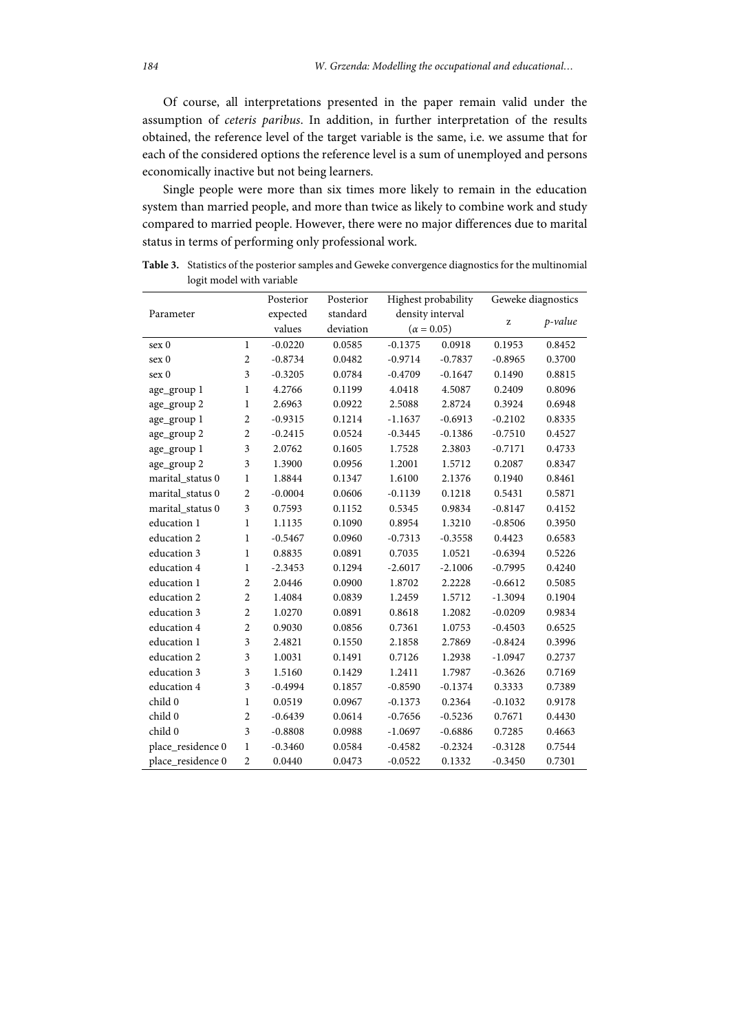Of course, all interpretations presented in the paper remain valid under the assumption of *ceteris paribus*. In addition, in further interpretation of the results obtained, the reference level of the target variable is the same, i.e. we assume that for each of the considered options the reference level is a sum of unemployed and persons economically inactive but not being learners.

Single people were more than six times more likely to remain in the education system than married people, and more than twice as likely to combine work and study compared to married people. However, there were no major differences due to marital status in terms of performing only professional work.

**Table 3.** Statistics of the posterior samples and Geweke convergence diagnostics for the multinomial logit model with variable

| Parameter | | Posterior expected values | Posterior standard deviation | Highest probability density interval ($\alpha = 0.05$) | | Geweke diagnostics | |
|---|---|---|---|---|---|---|---|
| | | | | | | z | *p-value* |
| sex 0 | 1 | -0.0220 | 0.0585 | -0.1375 | 0.0918 | 0.1953 | 0.8452 |
| sex 0 | 2 | -0.8734 | 0.0482 | -0.9714 | -0.7837 | -0.8965 | 0.3700 |
| sex 0 | 3 | -0.3205 | 0.0784 | -0.4709 | -0.1647 | 0.1490 | 0.8815 |
| age_group 1 | 1 | 4.2766 | 0.1199 | 4.0418 | 4.5087 | 0.2409 | 0.8096 |
| age_group 2 | 1 | 2.6963 | 0.0922 | 2.5088 | 2.8724 | 0.3924 | 0.6948 |
| age_group 1 | 2 | -0.9315 | 0.1214 | -1.1637 | -0.6913 | -0.2102 | 0.8335 |
| age_group 2 | 2 | -0.2415 | 0.0524 | -0.3445 | -0.1386 | -0.7510 | 0.4527 |
| age_group 1 | 3 | 2.0762 | 0.1605 | 1.7528 | 2.3803 | -0.7171 | 0.4733 |
| age_group 2 | 3 | 1.3900 | 0.0956 | 1.2001 | 1.5712 | 0.2087 | 0.8347 |
| marital_status 0 | 1 | 1.8844 | 0.1347 | 1.6100 | 2.1376 | 0.1940 | 0.8461 |
| marital_status 0 | 2 | -0.0004 | 0.0606 | -0.1139 | 0.1218 | 0.5431 | 0.5871 |
| marital_status 0 | 3 | 0.7593 | 0.1152 | 0.5345 | 0.9834 | -0.8147 | 0.4152 |
| education 1 | 1 | 1.1135 | 0.1090 | 0.8954 | 1.3210 | -0.8506 | 0.3950 |
| education 2 | 1 | -0.5467 | 0.0960 | -0.7313 | -0.3558 | 0.4423 | 0.6583 |
| education 3 | 1 | 0.8835 | 0.0891 | 0.7035 | 1.0521 | -0.6394 | 0.5226 |
| education 4 | 1 | -2.3453 | 0.1294 | -2.6017 | -2.1006 | -0.7995 | 0.4240 |
| education 1 | 2 | 2.0446 | 0.0900 | 1.8702 | 2.2228 | -0.6612 | 0.5085 |
| education 2 | 2 | 1.4084 | 0.0839 | 1.2459 | 1.5712 | -1.3094 | 0.1904 |
| education 3 | 2 | 1.0270 | 0.0891 | 0.8618 | 1.2082 | -0.0209 | 0.9834 |
| education 4 | 2 | 0.9030 | 0.0856 | 0.7361 | 1.0753 | -0.4503 | 0.6525 |
| education 1 | 3 | 2.4821 | 0.1550 | 2.1858 | 2.7869 | -0.8424 | 0.3996 |
| education 2 | 3 | 1.0031 | 0.1491 | 0.7126 | 1.2938 | -1.0947 | 0.2737 |
| education 3 | 3 | 1.5160 | 0.1429 | 1.2411 | 1.7987 | -0.3626 | 0.7169 |
| education 4 | 3 | -0.4994 | 0.1857 | -0.8590 | -0.1374 | 0.3333 | 0.7389 |
| child 0 | 1 | 0.0519 | 0.0967 | -0.1373 | 0.2364 | -0.1032 | 0.9178 |
| child 0 | 2 | -0.6439 | 0.0614 | -0.7656 | -0.5236 | 0.7671 | 0.4430 |
| child 0 | 3 | -0.8808 | 0.0988 | -1.0697 | -0.6886 | 0.7285 | 0.4663 |
| place_residence 0 | 1 | -0.3460 | 0.0584 | -0.4582 | -0.2324 | -0.3128 | 0.7544 |
| place_residence 0 | 2 | 0.0440 | 0.0473 | -0.0522 | 0.1332 | -0.3450 | 0.7301 |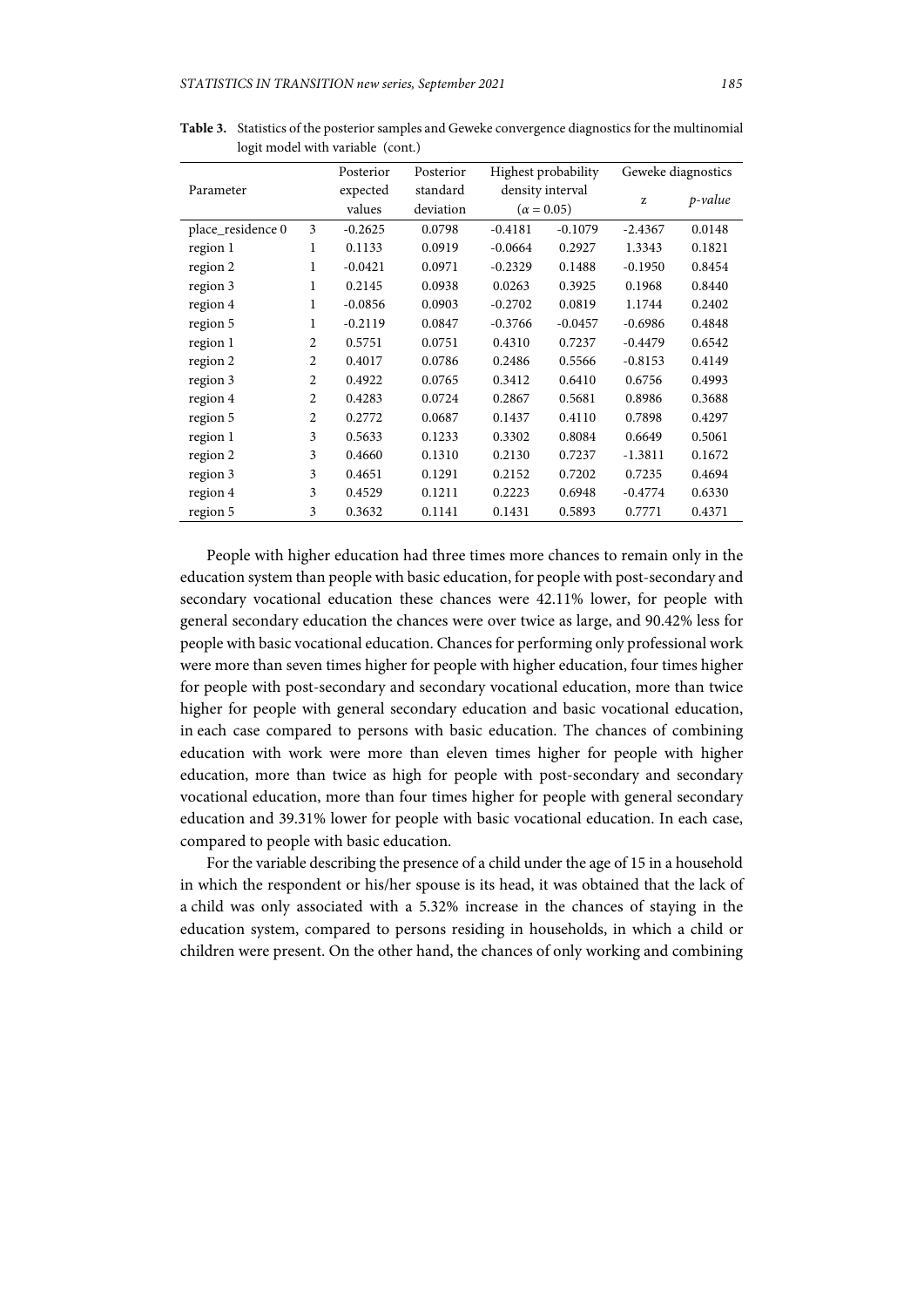**Table 3.** Statistics of the posterior samples and Geweke convergence diagnostics for the multinomial logit model with variable (cont.)

| Parameter | | Posterior expected values | Posterior standard deviation | Highest probability density interval ($\alpha = 0.05$) | | Geweke diagnostics | |
|---|---|---|---|---|---|---|---|
| | | | | | | z | *p-value* |
| place_residence 0 | 3 | -0.2625 | 0.0798 | -0.4181 | -0.1079 | -2.4367 | 0.0148 |
| region 1 | 1 | 0.1133 | 0.0919 | -0.0664 | 0.2927 | 1.3343 | 0.1821 |
| region 2 | 1 | -0.0421 | 0.0971 | -0.2329 | 0.1488 | -0.1950 | 0.8454 |
| region 3 | 1 | 0.2145 | 0.0938 | 0.0263 | 0.3925 | 0.1968 | 0.8440 |
| region 4 | 1 | -0.0856 | 0.0903 | -0.2702 | 0.0819 | 1.1744 | 0.2402 |
| region 5 | 1 | -0.2119 | 0.0847 | -0.3766 | -0.0457 | -0.6986 | 0.4848 |
| region 1 | 2 | 0.5751 | 0.0751 | 0.4310 | 0.7237 | -0.4479 | 0.6542 |
| region 2 | 2 | 0.4017 | 0.0786 | 0.2486 | 0.5566 | -0.8153 | 0.4149 |
| region 3 | 2 | 0.4922 | 0.0765 | 0.3412 | 0.6410 | 0.6756 | 0.4993 |
| region 4 | 2 | 0.4283 | 0.0724 | 0.2867 | 0.5681 | 0.8986 | 0.3688 |
| region 5 | 2 | 0.2772 | 0.0687 | 0.1437 | 0.4110 | 0.7898 | 0.4297 |
| region 1 | 3 | 0.5633 | 0.1233 | 0.3302 | 0.8084 | 0.6649 | 0.5061 |
| region 2 | 3 | 0.4660 | 0.1310 | 0.2130 | 0.7237 | -1.3811 | 0.1672 |
| region 3 | 3 | 0.4651 | 0.1291 | 0.2152 | 0.7202 | 0.7235 | 0.4694 |
| region 4 | 3 | 0.4529 | 0.1211 | 0.2223 | 0.6948 | -0.4774 | 0.6330 |
| region 5 | 3 | 0.3632 | 0.1141 | 0.1431 | 0.5893 | 0.7771 | 0.4371 |

People with higher education had three times more chances to remain only in the education system than people with basic education, for people with post-secondary and secondary vocational education these chances were 42.11% lower, for people with general secondary education the chances were over twice as large, and 90.42% less for people with basic vocational education. Chances for performing only professional work were more than seven times higher for people with higher education, four times higher for people with post-secondary and secondary vocational education, more than twice higher for people with general secondary education and basic vocational education, in each case compared to persons with basic education. The chances of combining education with work were more than eleven times higher for people with higher education, more than twice as high for people with post-secondary and secondary vocational education, more than four times higher for people with general secondary education and 39.31% lower for people with basic vocational education. In each case, compared to people with basic education.

For the variable describing the presence of a child under the age of 15 in a household in which the respondent or his/her spouse is its head, it was obtained that the lack of a child was only associated with a 5.32% increase in the chances of staying in the education system, compared to persons residing in households, in which a child or children were present. On the other hand, the chances of only working and combining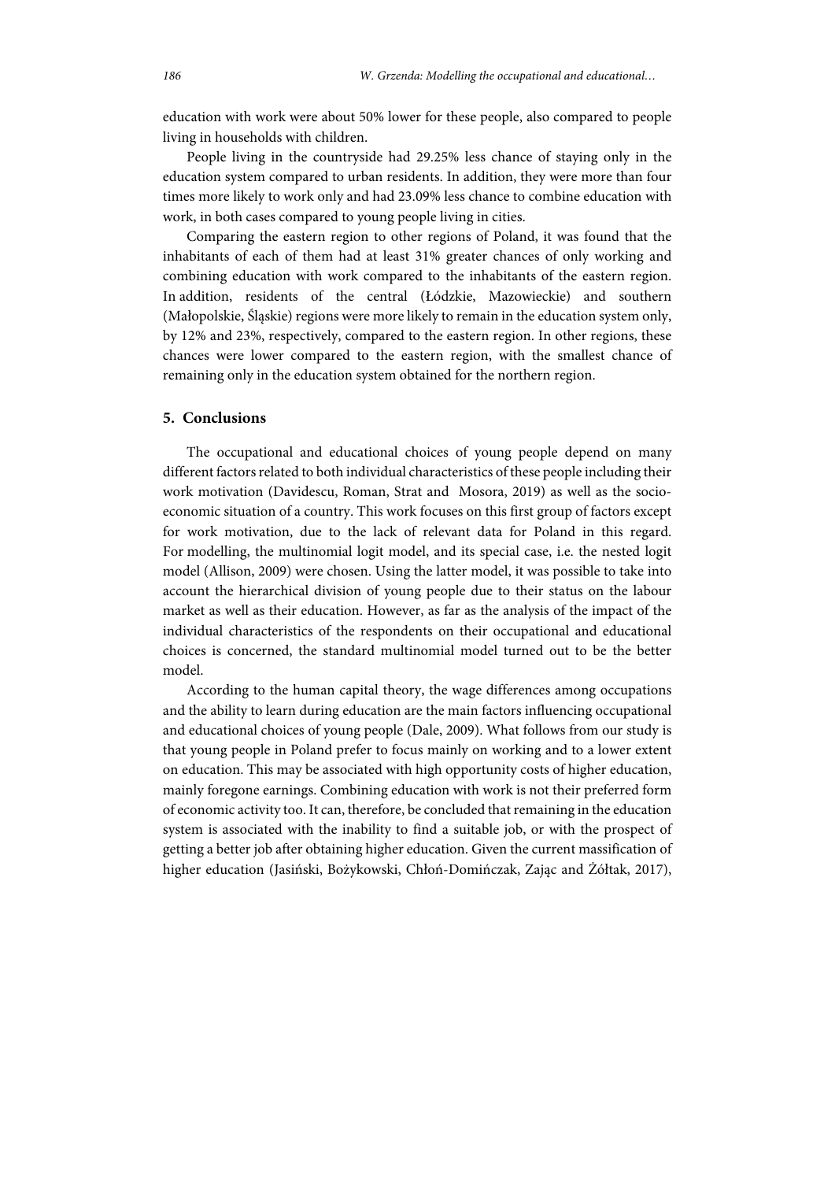education with work were about 50% lower for these people, also compared to people living in households with children.

People living in the countryside had 29.25% less chance of staying only in the education system compared to urban residents. In addition, they were more than four times more likely to work only and had 23.09% less chance to combine education with work, in both cases compared to young people living in cities.

Comparing the eastern region to other regions of Poland, it was found that the inhabitants of each of them had at least 31% greater chances of only working and combining education with work compared to the inhabitants of the eastern region. In addition, residents of the central (Łódzkie, Mazowieckie) and southern (Małopolskie, Śląskie) regions were more likely to remain in the education system only, by 12% and 23%, respectively, compared to the eastern region. In other regions, these chances were lower compared to the eastern region, with the smallest chance of remaining only in the education system obtained for the northern region.

## 5. Conclusions

The occupational and educational choices of young people depend on many different factors related to both individual characteristics of these people including their work motivation (Davidescu, Roman, Strat and Mosora, 2019) as well as the socio-economic situation of a country. This work focuses on this first group of factors except for work motivation, due to the lack of relevant data for Poland in this regard. For modelling, the multinomial logit model, and its special case, i.e. the nested logit model (Allison, 2009) were chosen. Using the latter model, it was possible to take into account the hierarchical division of young people due to their status on the labour market as well as their education. However, as far as the analysis of the impact of the individual characteristics of the respondents on their occupational and educational choices is concerned, the standard multinomial model turned out to be the better model.

According to the human capital theory, the wage differences among occupations and the ability to learn during education are the main factors influencing occupational and educational choices of young people (Dale, 2009). What follows from our study is that young people in Poland prefer to focus mainly on working and to a lower extent on education. This may be associated with high opportunity costs of higher education, mainly foregone earnings. Combining education with work is not their preferred form of economic activity too. It can, therefore, be concluded that remaining in the education system is associated with the inability to find a suitable job, or with the prospect of getting a better job after obtaining higher education. Given the current massification of higher education (Jasiński, Bożykowski, Chłoń-Domińczak, Zając and Żółtak, 2017),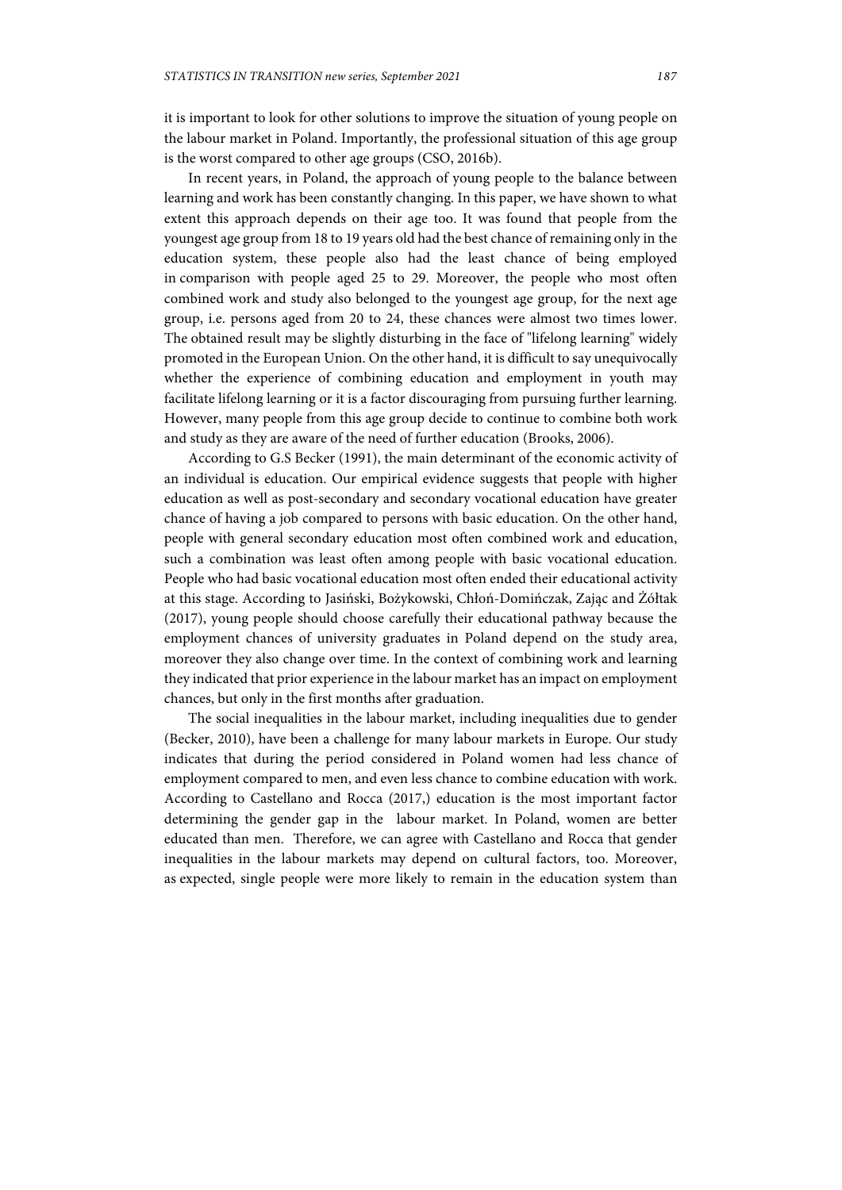it is important to look for other solutions to improve the situation of young people on the labour market in Poland. Importantly, the professional situation of this age group is the worst compared to other age groups (CSO, 2016b).

In recent years, in Poland, the approach of young people to the balance between learning and work has been constantly changing. In this paper, we have shown to what extent this approach depends on their age too. It was found that people from the youngest age group from 18 to 19 years old had the best chance of remaining only in the education system, these people also had the least chance of being employed in comparison with people aged 25 to 29. Moreover, the people who most often combined work and study also belonged to the youngest age group, for the next age group, i.e. persons aged from 20 to 24, these chances were almost two times lower. The obtained result may be slightly disturbing in the face of "lifelong learning" widely promoted in the European Union. On the other hand, it is difficult to say unequivocally whether the experience of combining education and employment in youth may facilitate lifelong learning or it is a factor discouraging from pursuing further learning. However, many people from this age group decide to continue to combine both work and study as they are aware of the need of further education (Brooks, 2006).

According to G.S Becker (1991), the main determinant of the economic activity of an individual is education. Our empirical evidence suggests that people with higher education as well as post-secondary and secondary vocational education have greater chance of having a job compared to persons with basic education. On the other hand, people with general secondary education most often combined work and education, such a combination was least often among people with basic vocational education. People who had basic vocational education most often ended their educational activity at this stage. According to Jasiński, Bożykowski, Chłoń-Domińczak, Zając and Żółtak (2017), young people should choose carefully their educational pathway because the employment chances of university graduates in Poland depend on the study area, moreover they also change over time. In the context of combining work and learning they indicated that prior experience in the labour market has an impact on employment chances, but only in the first months after graduation.

The social inequalities in the labour market, including inequalities due to gender (Becker, 2010), have been a challenge for many labour markets in Europe. Our study indicates that during the period considered in Poland women had less chance of employment compared to men, and even less chance to combine education with work. According to Castellano and Rocca (2017,) education is the most important factor determining the gender gap in the labour market. In Poland, women are better educated than men. Therefore, we can agree with Castellano and Rocca that gender inequalities in the labour markets may depend on cultural factors, too. Moreover, as expected, single people were more likely to remain in the education system than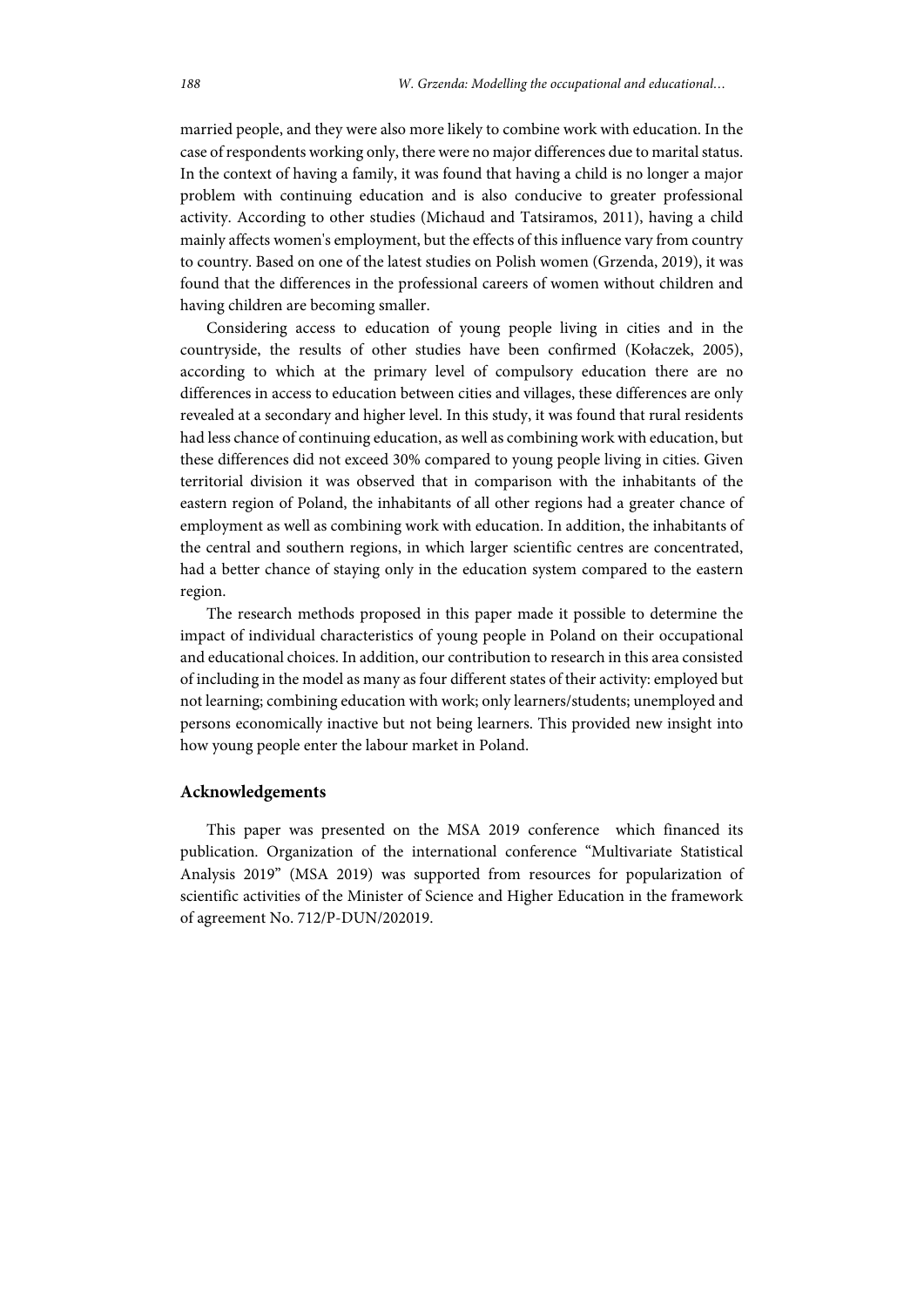married people, and they were also more likely to combine work with education. In the case of respondents working only, there were no major differences due to marital status. In the context of having a family, it was found that having a child is no longer a major problem with continuing education and is also conducive to greater professional activity. According to other studies (Michaud and Tatsiramos, 2011), having a child mainly affects women's employment, but the effects of this influence vary from country to country. Based on one of the latest studies on Polish women (Grzenda, 2019), it was found that the differences in the professional careers of women without children and having children are becoming smaller.

Considering access to education of young people living in cities and in the countryside, the results of other studies have been confirmed (Kołaczek, 2005), according to which at the primary level of compulsory education there are no differences in access to education between cities and villages, these differences are only revealed at a secondary and higher level. In this study, it was found that rural residents had less chance of continuing education, as well as combining work with education, but these differences did not exceed 30% compared to young people living in cities. Given territorial division it was observed that in comparison with the inhabitants of the eastern region of Poland, the inhabitants of all other regions had a greater chance of employment as well as combining work with education. In addition, the inhabitants of the central and southern regions, in which larger scientific centres are concentrated, had a better chance of staying only in the education system compared to the eastern region.

The research methods proposed in this paper made it possible to determine the impact of individual characteristics of young people in Poland on their occupational and educational choices. In addition, our contribution to research in this area consisted of including in the model as many as four different states of their activity: employed but not learning; combining education with work; only learners/students; unemployed and persons economically inactive but not being learners. This provided new insight into how young people enter the labour market in Poland.

## Acknowledgements

This paper was presented on the MSA 2019 conference which financed its publication. Organization of the international conference "Multivariate Statistical Analysis 2019" (MSA 2019) was supported from resources for popularization of scientific activities of the Minister of Science and Higher Education in the framework of agreement No. 712/P-DUN/202019.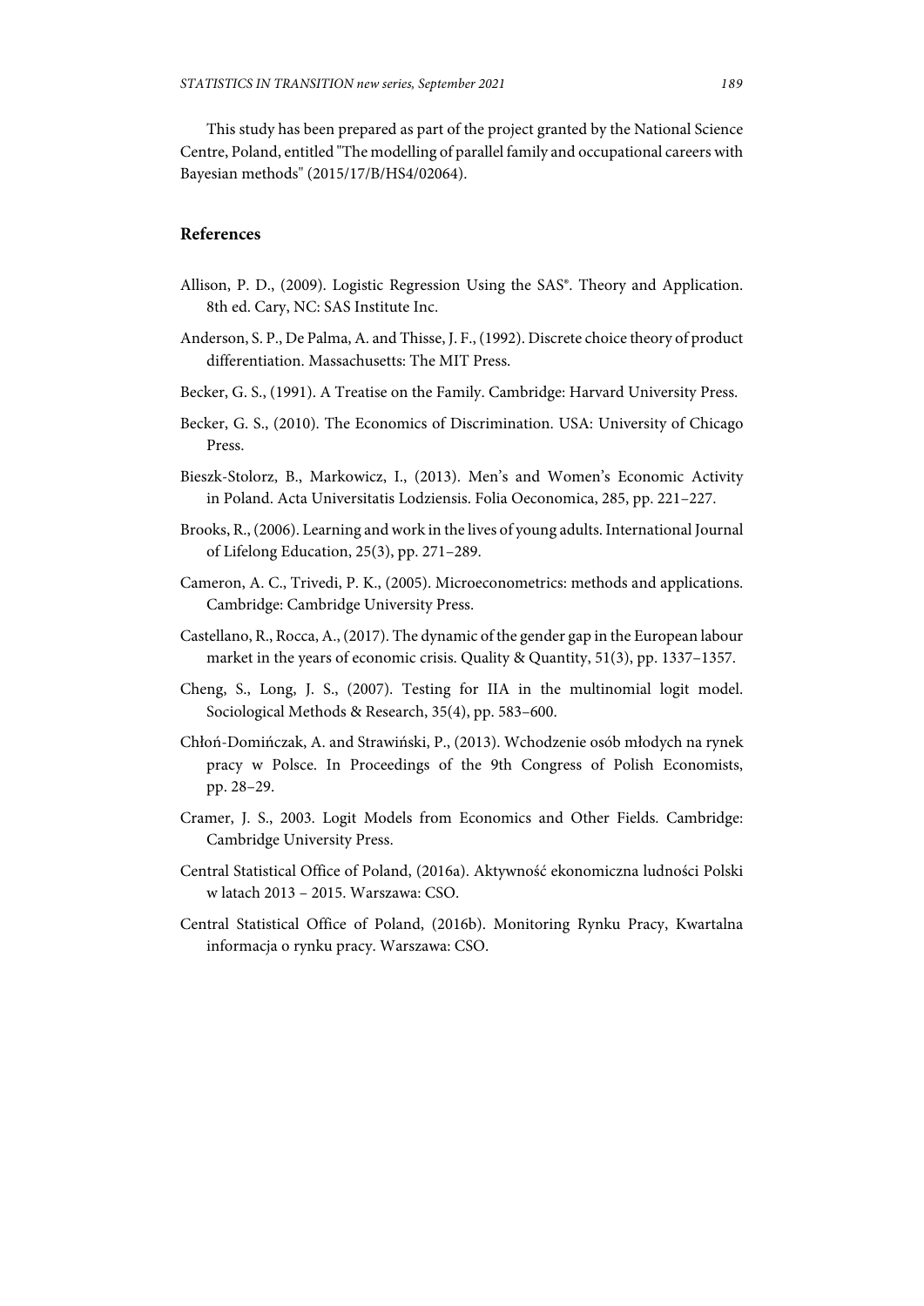This study has been prepared as part of the project granted by the National Science Centre, Poland, entitled "The modelling of parallel family and occupational careers with Bayesian methods" (2015/17/B/HS4/02064).

## References

Allison, P. D., (2009). Logistic Regression Using the SAS®. Theory and Application. 8th ed. Cary, NC: SAS Institute Inc.

Anderson, S. P., De Palma, A. and Thisse, J. F., (1992). Discrete choice theory of product differentiation. Massachusetts: The MIT Press.

Becker, G. S., (1991). A Treatise on the Family. Cambridge: Harvard University Press.

Becker, G. S., (2010). The Economics of Discrimination. USA: University of Chicago Press.

Bieszk-Stolorz, B., Markowicz, I., (2013). Men's and Women's Economic Activity in Poland. Acta Universitatis Lodziensis. Folia Oeconomica, 285, pp. 221–227.

Brooks, R., (2006). Learning and work in the lives of young adults. International Journal of Lifelong Education, 25(3), pp. 271–289.

Cameron, A. C., Trivedi, P. K., (2005). Microeconometrics: methods and applications. Cambridge: Cambridge University Press.

Castellano, R., Rocca, A., (2017). The dynamic of the gender gap in the European labour market in the years of economic crisis. Quality & Quantity, 51(3), pp. 1337–1357.

Cheng, S., Long, J. S., (2007). Testing for IIA in the multinomial logit model. Sociological Methods & Research, 35(4), pp. 583–600.

Chłoń-Domińczak, A. and Strawiński, P., (2013). Wchodzenie osób młodych na rynek pracy w Polsce. In Proceedings of the 9th Congress of Polish Economists, pp. 28–29.

Cramer, J. S., 2003. Logit Models from Economics and Other Fields. Cambridge: Cambridge University Press.

Central Statistical Office of Poland, (2016a). Aktywność ekonomiczna ludności Polski w latach 2013 – 2015. Warszawa: CSO.

Central Statistical Office of Poland, (2016b). Monitoring Rynku Pracy, Kwartalna informacja o rynku pracy. Warszawa: CSO.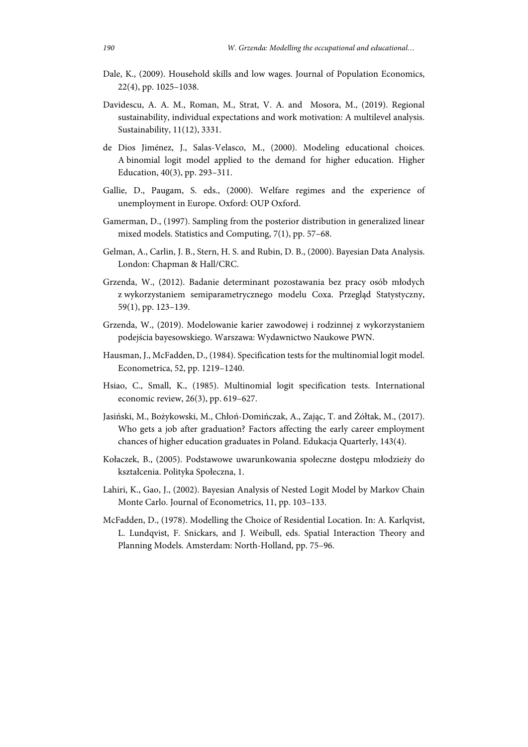Dale, K., (2009). Household skills and low wages. Journal of Population Economics, 22(4), pp. 1025–1038.

Davidescu, A. A. M., Roman, M., Strat, V. A. and Mosora, M., (2019). Regional sustainability, individual expectations and work motivation: A multilevel analysis. Sustainability, 11(12), 3331.

de Dios Jiménez, J., Salas-Velasco, M., (2000). Modeling educational choices. A binomial logit model applied to the demand for higher education. Higher Education, 40(3), pp. 293–311.

Gallie, D., Paugam, S. eds., (2000). Welfare regimes and the experience of unemployment in Europe. Oxford: OUP Oxford.

Gamerman, D., (1997). Sampling from the posterior distribution in generalized linear mixed models. Statistics and Computing, 7(1), pp. 57–68.

Gelman, A., Carlin, J. B., Stern, H. S. and Rubin, D. B., (2000). Bayesian Data Analysis. London: Chapman & Hall/CRC.

Grzenda, W., (2012). Badanie determinant pozostawania bez pracy osób młodych z wykorzystaniem semiparametrycznego modelu Coxa. Przegląd Statystyczny, 59(1), pp. 123–139.

Grzenda, W., (2019). Modelowanie karier zawodowej i rodzinnej z wykorzystaniem podejścia bayesowskiego. Warszawa: Wydawnictwo Naukowe PWN.

Hausman, J., McFadden, D., (1984). Specification tests for the multinomial logit model. Econometrica, 52, pp. 1219–1240.

Hsiao, C., Small, K., (1985). Multinomial logit specification tests. International economic review, 26(3), pp. 619–627.

Jasiński, M., Bożykowski, M., Chłoń-Domińczak, A., Zając, T. and Żółtak, M., (2017). Who gets a job after graduation? Factors affecting the early career employment chances of higher education graduates in Poland. Edukacja Quarterly, 143(4).

Kołaczek, B., (2005). Podstawowe uwarunkowania społeczne dostępu młodzieży do kształcenia. Polityka Społeczna, 1.

Lahiri, K., Gao, J., (2002). Bayesian Analysis of Nested Logit Model by Markov Chain Monte Carlo. Journal of Econometrics, 11, pp. 103–133.

McFadden, D., (1978). Modelling the Choice of Residential Location. In: A. Karlqvist, L. Lundqvist, F. Snickars, and J. Weibull, eds. Spatial Interaction Theory and Planning Models. Amsterdam: North-Holland, pp. 75–96.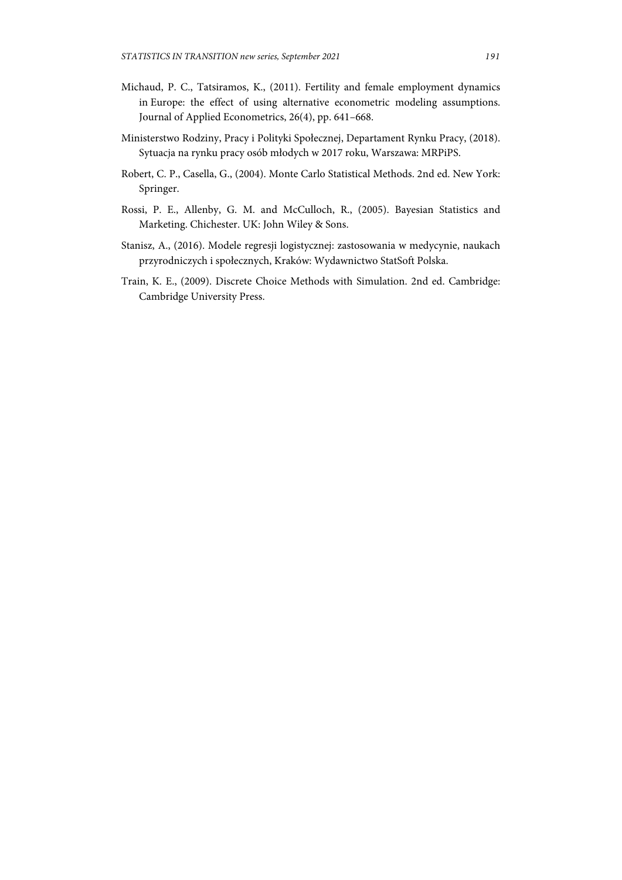Michaud, P. C., Tatsiramos, K., (2011). Fertility and female employment dynamics in Europe: the effect of using alternative econometric modeling assumptions. Journal of Applied Econometrics, 26(4), pp. 641–668.

Ministerstwo Rodziny, Pracy i Polityki Społecznej, Departament Rynku Pracy, (2018). Sytuacja na rynku pracy osób młodych w 2017 roku, Warszawa: MRPiPS.

Robert, C. P., Casella, G., (2004). Monte Carlo Statistical Methods. 2nd ed. New York: Springer.

Rossi, P. E., Allenby, G. M. and McCulloch, R., (2005). Bayesian Statistics and Marketing. Chichester. UK: John Wiley & Sons.

Stanisz, A., (2016). Modele regresji logistycznej: zastosowania w medycynie, naukach przyrodniczych i społecznych, Kraków: Wydawnictwo StatSoft Polska.

Train, K. E., (2009). Discrete Choice Methods with Simulation. 2nd ed. Cambridge: Cambridge University Press.